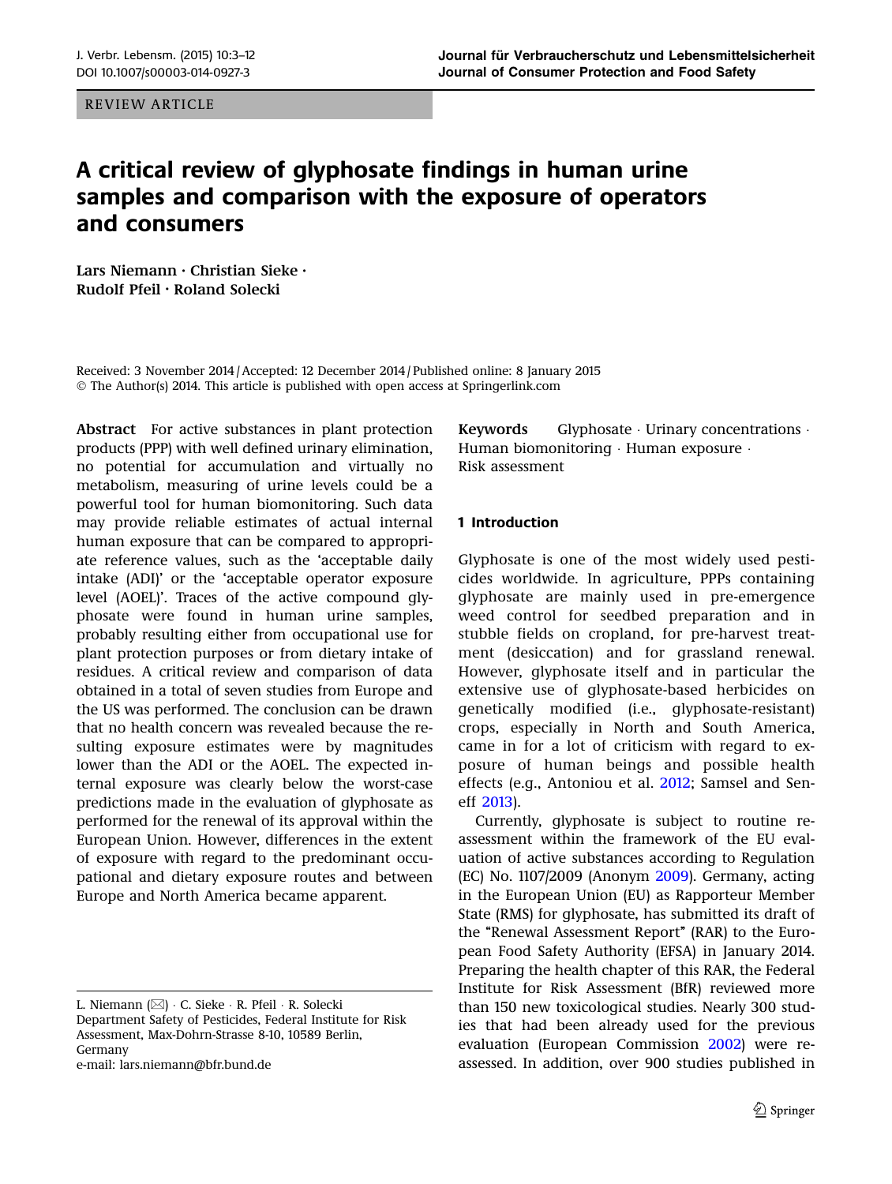REVIEW ARTICLE

# A critical review of glyphosate findings in human urine samples and comparison with the exposure of operators and consumers

**Lars Niemann · Christian Sieke · Rudolf Pfeil · Roland Solecki**

Received: 3 November 2014 / Accepted: 12 December 2014 / Published online: 8 January 2015
© The Author(s) 2014. This article is published with open access at Springerlink.com

**Abstract** For active substances in plant protection products (PPP) with well defined urinary elimination, no potential for accumulation and virtually no metabolism, measuring of urine levels could be a powerful tool for human biomonitoring. Such data may provide reliable estimates of actual internal human exposure that can be compared to appropriate reference values, such as the 'acceptable daily intake (ADI)' or the 'acceptable operator exposure level (AOEL)'. Traces of the active compound glyphosate were found in human urine samples, probably resulting either from occupational use for plant protection purposes or from dietary intake of residues. A critical review and comparison of data obtained in a total of seven studies from Europe and the US was performed. The conclusion can be drawn that no health concern was revealed because the resulting exposure estimates were by magnitudes lower than the ADI or the AOEL. The expected internal exposure was clearly below the worst-case predictions made in the evaluation of glyphosate as performed for the renewal of its approval within the European Union. However, differences in the extent of exposure with regard to the predominant occupational and dietary exposure routes and between Europe and North America became apparent.

**Keywords** Glyphosate · Urinary concentrations · Human biomonitoring · Human exposure · Risk assessment

L. Niemann (✉) · C. Sieke · R. Pfeil · R. Solecki
Department Safety of Pesticides, Federal Institute for Risk Assessment, Max-Dohrn-Strasse 8-10, 10589 Berlin, Germany
e-mail: lars.niemann@bfr.bund.de

## 1 Introduction

Glyphosate is one of the most widely used pesticides worldwide. In agriculture, PPPs containing glyphosate are mainly used in pre-emergence weed control for seedbed preparation and in stubble fields on cropland, for pre-harvest treatment (desiccation) and for grassland renewal. However, glyphosate itself and in particular the extensive use of glyphosate-based herbicides on genetically modified (i.e., glyphosate-resistant) crops, especially in North and South America, came in for a lot of criticism with regard to exposure of human beings and possible health effects (e.g., Antoniou et al. 2012; Samsel and Seneff 2013).

Currently, glyphosate is subject to routine reassessment within the framework of the EU evaluation of active substances according to Regulation (EC) No. 1107/2009 (Anonym 2009). Germany, acting in the European Union (EU) as Rapporteur Member State (RMS) for glyphosate, has submitted its draft of the "Renewal Assessment Report" (RAR) to the European Food Safety Authority (EFSA) in January 2014. Preparing the health chapter of this RAR, the Federal Institute for Risk Assessment (BfR) reviewed more than 150 new toxicological studies. Nearly 300 studies that had been already used for the previous evaluation (European Commission 2002) were reassessed. In addition, over 900 studies published in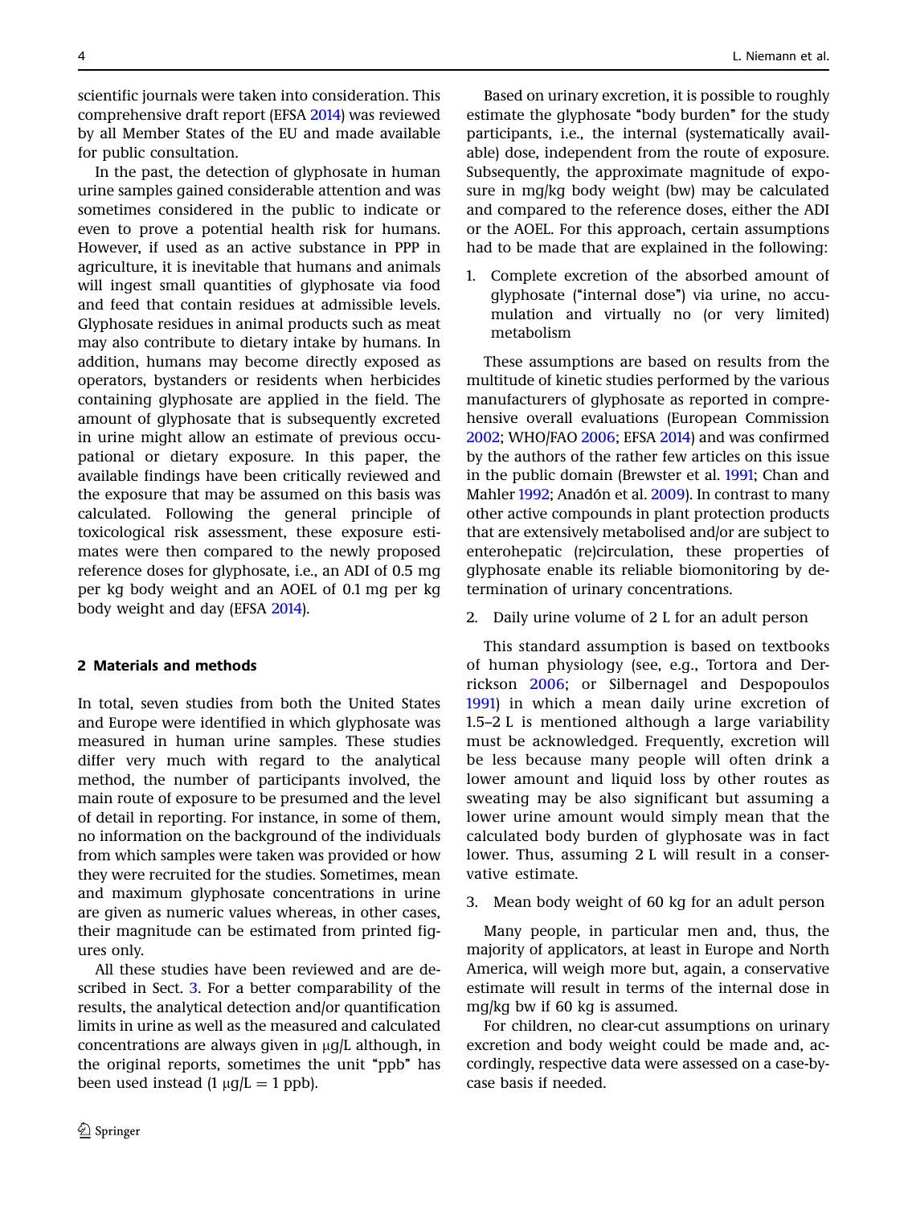scientific journals were taken into consideration. This comprehensive draft report (EFSA 2014) was reviewed by all Member States of the EU and made available for public consultation.

In the past, the detection of glyphosate in human urine samples gained considerable attention and was sometimes considered in the public to indicate or even to prove a potential health risk for humans. However, if used as an active substance in PPP in agriculture, it is inevitable that humans and animals will ingest small quantities of glyphosate via food and feed that contain residues at admissible levels. Glyphosate residues in animal products such as meat may also contribute to dietary intake by humans. In addition, humans may become directly exposed as operators, bystanders or residents when herbicides containing glyphosate are applied in the field. The amount of glyphosate that is subsequently excreted in urine might allow an estimate of previous occupational or dietary exposure. In this paper, the available findings have been critically reviewed and the exposure that may be assumed on this basis was calculated. Following the general principle of toxicological risk assessment, these exposure estimates were then compared to the newly proposed reference doses for glyphosate, i.e., an ADI of 0.5 mg per kg body weight and an AOEL of 0.1 mg per kg body weight and day (EFSA 2014).

## 2 Materials and methods

In total, seven studies from both the United States and Europe were identified in which glyphosate was measured in human urine samples. These studies differ very much with regard to the analytical method, the number of participants involved, the main route of exposure to be presumed and the level of detail in reporting. For instance, in some of them, no information on the background of the individuals from which samples were taken was provided or how they were recruited for the studies. Sometimes, mean and maximum glyphosate concentrations in urine are given as numeric values whereas, in other cases, their magnitude can be estimated from printed figures only.

All these studies have been reviewed and are described in Sect. 3. For a better comparability of the results, the analytical detection and/or quantification limits in urine as well as the measured and calculated concentrations are always given in µg/L although, in the original reports, sometimes the unit "ppb" has been used instead (1 µg/L = 1 ppb).

Based on urinary excretion, it is possible to roughly estimate the glyphosate "body burden" for the study participants, i.e., the internal (systematically available) dose, independent from the route of exposure. Subsequently, the approximate magnitude of exposure in mg/kg body weight (bw) may be calculated and compared to the reference doses, either the ADI or the AOEL. For this approach, certain assumptions had to be made that are explained in the following:

1. Complete excretion of the absorbed amount of glyphosate ("internal dose") via urine, no accumulation and virtually no (or very limited) metabolism

These assumptions are based on results from the multitude of kinetic studies performed by the various manufacturers of glyphosate as reported in comprehensive overall evaluations (European Commission 2002; WHO/FAO 2006; EFSA 2014) and was confirmed by the authors of the rather few articles on this issue in the public domain (Brewster et al. 1991; Chan and Mahler 1992; Anadón et al. 2009). In contrast to many other active compounds in plant protection products that are extensively metabolised and/or are subject to enterohepatic (re)circulation, these properties of glyphosate enable its reliable biomonitoring by determination of urinary concentrations.

2. Daily urine volume of 2 L for an adult person

This standard assumption is based on textbooks of human physiology (see, e.g., Tortora and Derrickson 2006; or Silbernagel and Despopoulos 1991) in which a mean daily urine excretion of 1.5–2 L is mentioned although a large variability must be acknowledged. Frequently, excretion will be less because many people will often drink a lower amount and liquid loss by other routes as sweating may be also significant but assuming a lower urine amount would simply mean that the calculated body burden of glyphosate was in fact lower. Thus, assuming 2 L will result in a conservative estimate.

3. Mean body weight of 60 kg for an adult person

Many people, in particular men and, thus, the majority of applicators, at least in Europe and North America, will weigh more but, again, a conservative estimate will result in terms of the internal dose in mg/kg bw if 60 kg is assumed.

For children, no clear-cut assumptions on urinary excretion and body weight could be made and, accordingly, respective data were assessed on a case-by-case basis if needed.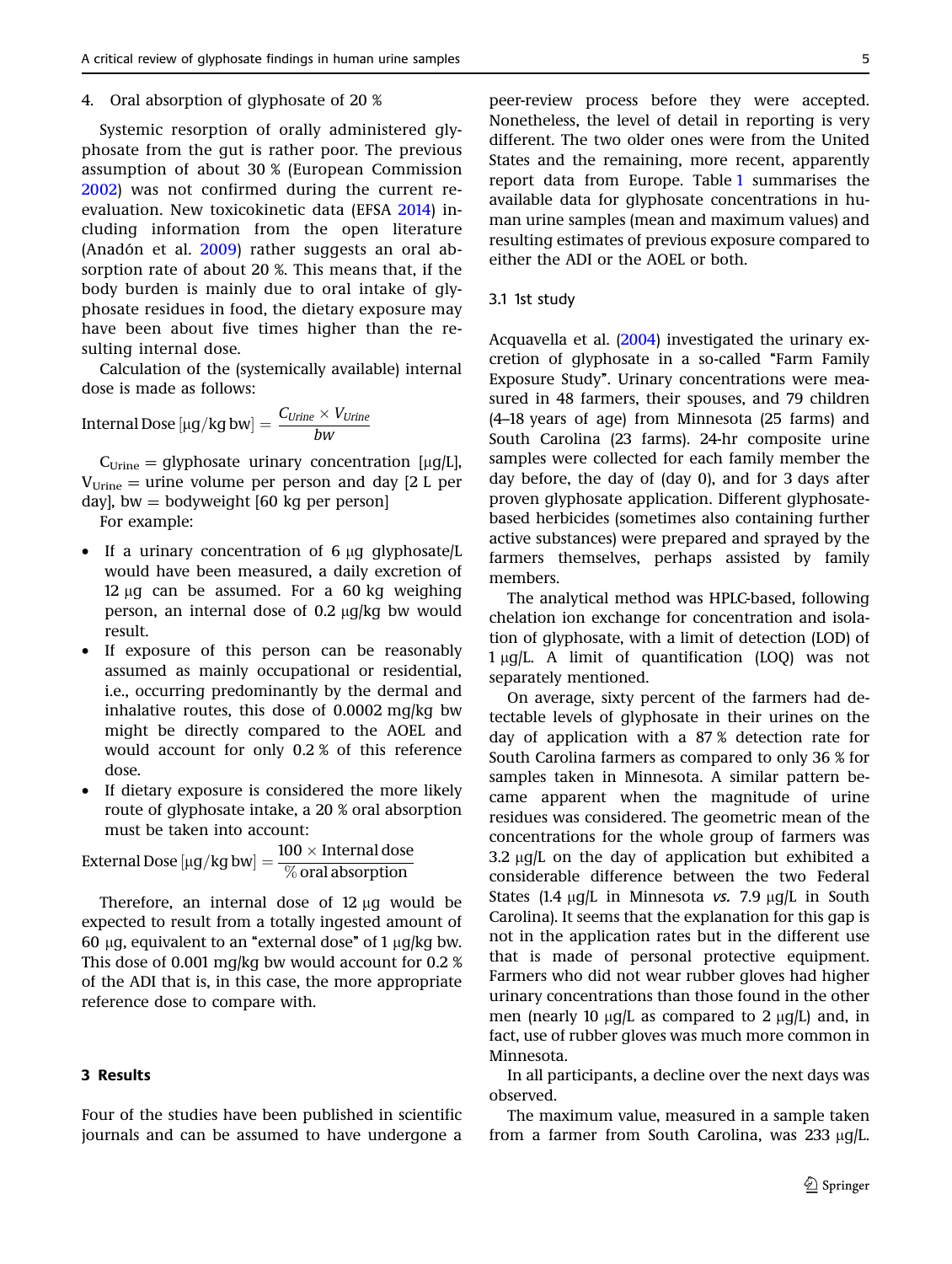4. Oral absorption of glyphosate of 20 %

Systemic resorption of orally administered glyphosate from the gut is rather poor. The previous assumption of about 30 % (European Commission 2002) was not confirmed during the current re-evaluation. New toxicokinetic data (EFSA 2014) including information from the open literature (Anadón et al. 2009) rather suggests an oral absorption rate of about 20 %. This means that, if the body burden is mainly due to oral intake of glyphosate residues in food, the dietary exposure may have been about five times higher than the resulting internal dose.

Calculation of the (systemically available) internal dose is made as follows:

$$\text{Internal Dose}\,[\mu\text{g/kg bw}] = \frac{C_{Urine} \times V_{Urine}}{bw}$$

$C_{Urine}$ = glyphosate urinary concentration [μg/L], $V_{Urine}$ = urine volume per person and day [2 L per day], bw = bodyweight [60 kg per person]

For example:

- If a urinary concentration of 6 μg glyphosate/L would have been measured, a daily excretion of 12 μg can be assumed. For a 60 kg weighing person, an internal dose of 0.2 μg/kg bw would result.
- If exposure of this person can be reasonably assumed as mainly occupational or residential, i.e., occurring predominantly by the dermal and inhalative routes, this dose of 0.0002 mg/kg bw might be directly compared to the AOEL and would account for only 0.2 % of this reference dose.
- If dietary exposure is considered the more likely route of glyphosate intake, a 20 % oral absorption must be taken into account:

$$\text{External Dose}\,[\mu\text{g/kg bw}] = \frac{100 \times \text{Internal dose}}{\%\,\text{oral absorption}}$$

Therefore, an internal dose of 12 μg would be expected to result from a totally ingested amount of 60 μg, equivalent to an "external dose" of 1 μg/kg bw. This dose of 0.001 mg/kg bw would account for 0.2 % of the ADI that is, in this case, the more appropriate reference dose to compare with.

## 3 Results

Four of the studies have been published in scientific journals and can be assumed to have undergone a peer-review process before they were accepted. Nonetheless, the level of detail in reporting is very different. The two older ones were from the United States and the remaining, more recent, apparently report data from Europe. Table 1 summarises the available data for glyphosate concentrations in human urine samples (mean and maximum values) and resulting estimates of previous exposure compared to either the ADI or the AOEL or both.

### 3.1 1st study

Acquavella et al. (2004) investigated the urinary excretion of glyphosate in a so-called "Farm Family Exposure Study". Urinary concentrations were measured in 48 farmers, their spouses, and 79 children (4–18 years of age) from Minnesota (25 farms) and South Carolina (23 farms). 24-hr composite urine samples were collected for each family member the day before, the day of (day 0), and for 3 days after proven glyphosate application. Different glyphosate-based herbicides (sometimes also containing further active substances) were prepared and sprayed by the farmers themselves, perhaps assisted by family members.

The analytical method was HPLC-based, following chelation ion exchange for concentration and isolation of glyphosate, with a limit of detection (LOD) of 1 μg/L. A limit of quantification (LOQ) was not separately mentioned.

On average, sixty percent of the farmers had detectable levels of glyphosate in their urines on the day of application with a 87 % detection rate for South Carolina farmers as compared to only 36 % for samples taken in Minnesota. A similar pattern became apparent when the magnitude of urine residues was considered. The geometric mean of the concentrations for the whole group of farmers was 3.2 μg/L on the day of application but exhibited a considerable difference between the two Federal States (1.4 μg/L in Minnesota *vs.* 7.9 μg/L in South Carolina). It seems that the explanation for this gap is not in the application rates but in the different use that is made of personal protective equipment. Farmers who did not wear rubber gloves had higher urinary concentrations than those found in the other men (nearly 10 μg/L as compared to 2 μg/L) and, in fact, use of rubber gloves was much more common in Minnesota.

In all participants, a decline over the next days was observed.

The maximum value, measured in a sample taken from a farmer from South Carolina, was 233 μg/L.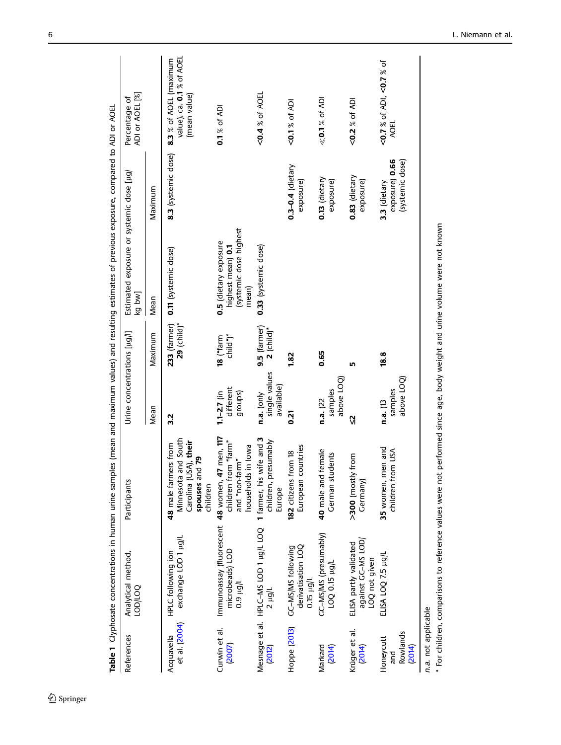**Table 1** Glyphosate concentrations in human urine samples (mean and maximum values) and resulting estimates of previous exposure, compared to ADI or AOEL

| References | Analytical method, LOD/LOQ | Participants | Urine concentrations [µg/l] | | Estimated exposure or systemic dose [µg/kg bw] | | Percentage of ADI or AOEL [%] |
|---|---|---|---|---|---|---|---|
| | | | Mean | Maximum | Mean | Maximum | |
| Acquavella et al. (2004) | HPLC following ion exchange LOD 1 µg/L | **48** male farmers from Minnesota and South Carolina (USA), **their spouses** and **79** children | **3.2** | **233** (farmer) **29** (child)* | **0.11** (systemic dose) | **8.3** (systemic dose) | **8.3** % of AOEL (maximum value), ca. **0.1** % of AOEL (mean value) |
| Curwin et al. (2007) | Immunoassay (fluorescent microbeads) LOD 0.9 µg/L | **48** women, **47** men, **117** children from "farm" and "non-farm" households in Iowa | **1.1–2.7** (in different groups) | **18** ("farm child")* | **0.5** (dietary exposure highest mean) **0.1** (systemic dose highest mean) | | **0.1** % of ADI |
| Mesnage et al. (2012) | HPLC–MS LOD 1 µg/L LOQ 2 µg/L | **1** farmer, his wife and **3** children, presumably Europe | **n.a.** (only single values available) | **9.5** (farmer) **2** (child)* | **0.33** (systemic dose) | | **<0.4** % of AOEL |
| Hoppe (2013) | GC–MS/MS following derivatisation LOQ 0.15 µg/L | **182** citizens from 18 European countries | **0.21** | **1.82** | | **0.3–0.4** (dietary exposure) | **<0.1** % of ADI |
| Markard (2014) | GC–MS/MS (presumably) LOQ 0.15 µg/L | **40** male and female German students | **n.a.** (22 samples above LOQ) | **0.65** | | **0.13** (dietary exposure) | **≪0.1** % of ADI |
| Krüger et al. (2014) | ELISA partly validated against GC–MS LOD/LOQ not given | >**300** (mostly from Germany) | **≤2** | **5** | | **0.83** (dietary exposure) | **<0.2** % of ADI |
| Honeycutt and Rowlands (2014) | ELISA LOQ 7.5 µg/L | **35** women, men and children from USA | **n.a.** (13 samples above LOQ) | **18.8** | | **3.3** (dietary exposure) **0.66** (systemic dose) | **<0.7** % of ADI, **<0.7** % of AOEL |

*n.a.* not applicable

* For children, comparisons to reference values were not performed since age, body weight and urine volume were not known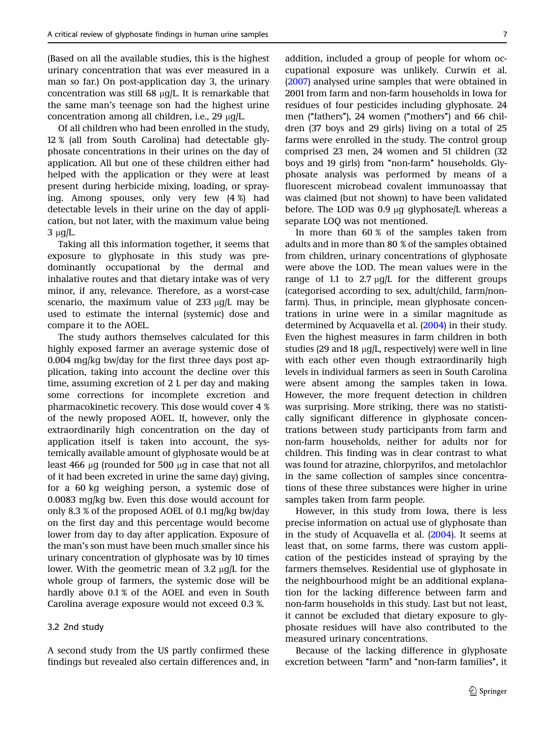(Based on all the available studies, this is the highest urinary concentration that was ever measured in a man so far.) On post-application day 3, the urinary concentration was still 68 μg/L. It is remarkable that the same man's teenage son had the highest urine concentration among all children, i.e., 29 μg/L.

Of all children who had been enrolled in the study, 12 % (all from South Carolina) had detectable glyphosate concentrations in their urines on the day of application. All but one of these children either had helped with the application or they were at least present during herbicide mixing, loading, or spraying. Among spouses, only very few (4 %) had detectable levels in their urine on the day of application, but not later, with the maximum value being 3 μg/L.

Taking all this information together, it seems that exposure to glyphosate in this study was predominantly occupational by the dermal and inhalative routes and that dietary intake was of very minor, if any, relevance. Therefore, as a worst-case scenario, the maximum value of 233 μg/L may be used to estimate the internal (systemic) dose and compare it to the AOEL.

The study authors themselves calculated for this highly exposed farmer an average systemic dose of 0.004 mg/kg bw/day for the first three days post application, taking into account the decline over this time, assuming excretion of 2 L per day and making some corrections for incomplete excretion and pharmacokinetic recovery. This dose would cover 4 % of the newly proposed AOEL. If, however, only the extraordinarily high concentration on the day of application itself is taken into account, the systemically available amount of glyphosate would be at least 466 μg (rounded for 500 μg in case that not all of it had been excreted in urine the same day) giving, for a 60 kg weighing person, a systemic dose of 0.0083 mg/kg bw. Even this dose would account for only 8.3 % of the proposed AOEL of 0.1 mg/kg bw/day on the first day and this percentage would become lower from day to day after application. Exposure of the man's son must have been much smaller since his urinary concentration of glyphosate was by 10 times lower. With the geometric mean of 3.2 μg/L for the whole group of farmers, the systemic dose will be hardly above 0.1 % of the AOEL and even in South Carolina average exposure would not exceed 0.3 %.

## 3.2 2nd study

A second study from the US partly confirmed these findings but revealed also certain differences and, in addition, included a group of people for whom occupational exposure was unlikely. Curwin et al. (2007) analysed urine samples that were obtained in 2001 from farm and non-farm households in Iowa for residues of four pesticides including glyphosate. 24 men ("fathers"), 24 women ("mothers") and 66 children (37 boys and 29 girls) living on a total of 25 farms were enrolled in the study. The control group comprised 23 men, 24 women and 51 children (32 boys and 19 girls) from "non-farm" households. Glyphosate analysis was performed by means of a fluorescent microbead covalent immunoassay that was claimed (but not shown) to have been validated before. The LOD was 0.9 μg glyphosate/L whereas a separate LOQ was not mentioned.

In more than 60 % of the samples taken from adults and in more than 80 % of the samples obtained from children, urinary concentrations of glyphosate were above the LOD. The mean values were in the range of 1.1 to 2.7 μg/L for the different groups (categorised according to sex, adult/child, farm/non-farm). Thus, in principle, mean glyphosate concentrations in urine were in a similar magnitude as determined by Acquavella et al. (2004) in their study. Even the highest measures in farm children in both studies (29 and 18 μg/L, respectively) were well in line with each other even though extraordinarily high levels in individual farmers as seen in South Carolina were absent among the samples taken in Iowa. However, the more frequent detection in children was surprising. More striking, there was no statistically significant difference in glyphosate concentrations between study participants from farm and non-farm households, neither for adults nor for children. This finding was in clear contrast to what was found for atrazine, chlorpyrifos, and metolachlor in the same collection of samples since concentrations of these three substances were higher in urine samples taken from farm people.

However, in this study from Iowa, there is less precise information on actual use of glyphosate than in the study of Acquavella et al. (2004). It seems at least that, on some farms, there was custom application of the pesticides instead of spraying by the farmers themselves. Residential use of glyphosate in the neighbourhood might be an additional explanation for the lacking difference between farm and non-farm households in this study. Last but not least, it cannot be excluded that dietary exposure to glyphosate residues will have also contributed to the measured urinary concentrations.

Because of the lacking difference in glyphosate excretion between "farm" and "non-farm families", it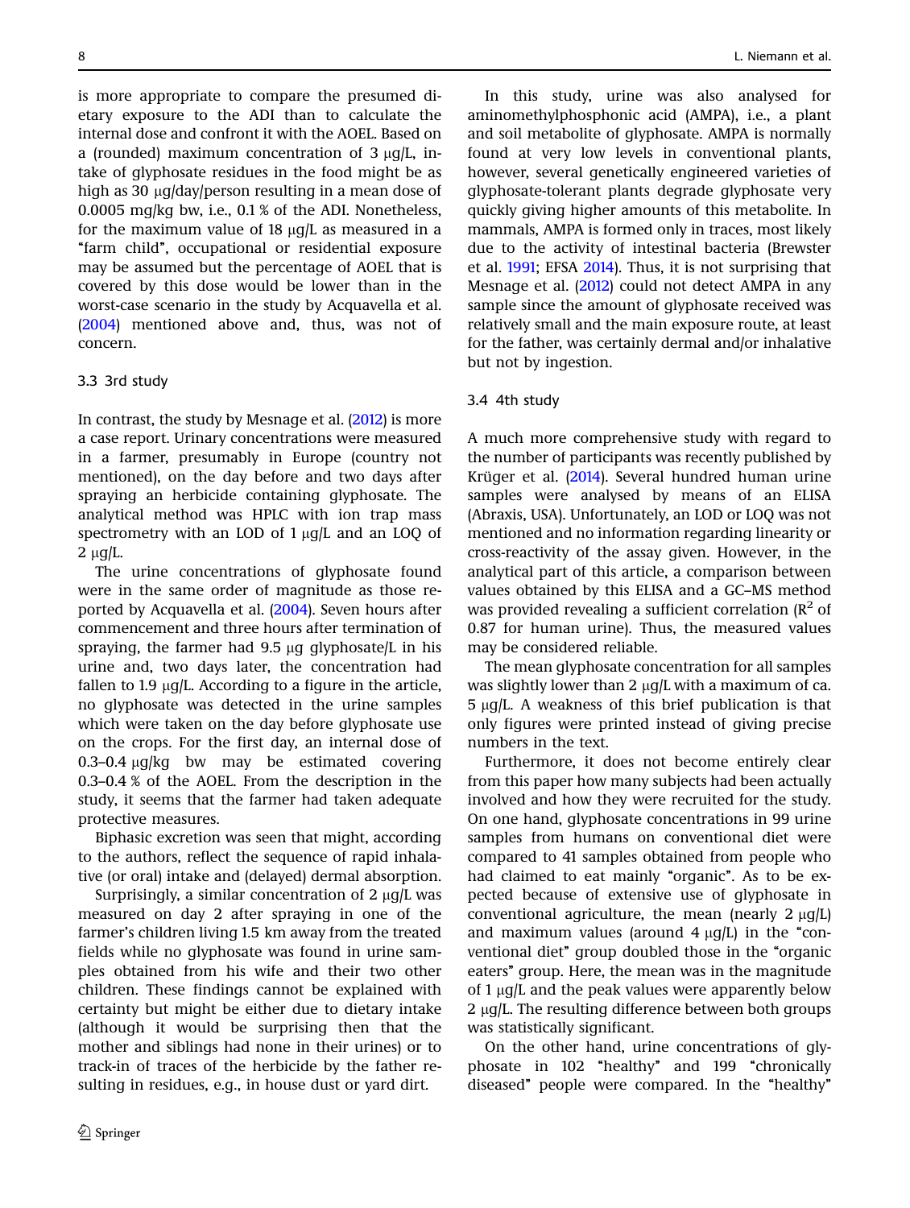is more appropriate to compare the presumed dietary exposure to the ADI than to calculate the internal dose and confront it with the AOEL. Based on a (rounded) maximum concentration of 3 μg/L, intake of glyphosate residues in the food might be as high as 30 μg/day/person resulting in a mean dose of 0.0005 mg/kg bw, i.e., 0.1 % of the ADI. Nonetheless, for the maximum value of 18 μg/L as measured in a "farm child", occupational or residential exposure may be assumed but the percentage of AOEL that is covered by this dose would be lower than in the worst-case scenario in the study by Acquavella et al. (2004) mentioned above and, thus, was not of concern.

### 3.3 3rd study

In contrast, the study by Mesnage et al. (2012) is more a case report. Urinary concentrations were measured in a farmer, presumably in Europe (country not mentioned), on the day before and two days after spraying an herbicide containing glyphosate. The analytical method was HPLC with ion trap mass spectrometry with an LOD of 1 μg/L and an LOQ of 2 μg/L.

The urine concentrations of glyphosate found were in the same order of magnitude as those reported by Acquavella et al. (2004). Seven hours after commencement and three hours after termination of spraying, the farmer had 9.5 μg glyphosate/L in his urine and, two days later, the concentration had fallen to 1.9 μg/L. According to a figure in the article, no glyphosate was detected in the urine samples which were taken on the day before glyphosate use on the crops. For the first day, an internal dose of 0.3–0.4 μg/kg bw may be estimated covering 0.3–0.4 % of the AOEL. From the description in the study, it seems that the farmer had taken adequate protective measures.

Biphasic excretion was seen that might, according to the authors, reflect the sequence of rapid inhalative (or oral) intake and (delayed) dermal absorption.

Surprisingly, a similar concentration of 2 μg/L was measured on day 2 after spraying in one of the farmer's children living 1.5 km away from the treated fields while no glyphosate was found in urine samples obtained from his wife and their two other children. These findings cannot be explained with certainty but might be either due to dietary intake (although it would be surprising then that the mother and siblings had none in their urines) or to track-in of traces of the herbicide by the father resulting in residues, e.g., in house dust or yard dirt.

In this study, urine was also analysed for aminomethylphosphonic acid (AMPA), i.e., a plant and soil metabolite of glyphosate. AMPA is normally found at very low levels in conventional plants, however, several genetically engineered varieties of glyphosate-tolerant plants degrade glyphosate very quickly giving higher amounts of this metabolite. In mammals, AMPA is formed only in traces, most likely due to the activity of intestinal bacteria (Brewster et al. 1991; EFSA 2014). Thus, it is not surprising that Mesnage et al. (2012) could not detect AMPA in any sample since the amount of glyphosate received was relatively small and the main exposure route, at least for the father, was certainly dermal and/or inhalative but not by ingestion.

### 3.4 4th study

A much more comprehensive study with regard to the number of participants was recently published by Krüger et al. (2014). Several hundred human urine samples were analysed by means of an ELISA (Abraxis, USA). Unfortunately, an LOD or LOQ was not mentioned and no information regarding linearity or cross-reactivity of the assay given. However, in the analytical part of this article, a comparison between values obtained by this ELISA and a GC–MS method was provided revealing a sufficient correlation ($R^2$ of 0.87 for human urine). Thus, the measured values may be considered reliable.

The mean glyphosate concentration for all samples was slightly lower than 2 μg/L with a maximum of ca. 5 μg/L. A weakness of this brief publication is that only figures were printed instead of giving precise numbers in the text.

Furthermore, it does not become entirely clear from this paper how many subjects had been actually involved and how they were recruited for the study. On one hand, glyphosate concentrations in 99 urine samples from humans on conventional diet were compared to 41 samples obtained from people who had claimed to eat mainly "organic". As to be expected because of extensive use of glyphosate in conventional agriculture, the mean (nearly 2 μg/L) and maximum values (around 4 μg/L) in the "conventional diet" group doubled those in the "organic eaters" group. Here, the mean was in the magnitude of 1 μg/L and the peak values were apparently below 2 μg/L. The resulting difference between both groups was statistically significant.

On the other hand, urine concentrations of glyphosate in 102 "healthy" and 199 "chronically diseased" people were compared. In the "healthy"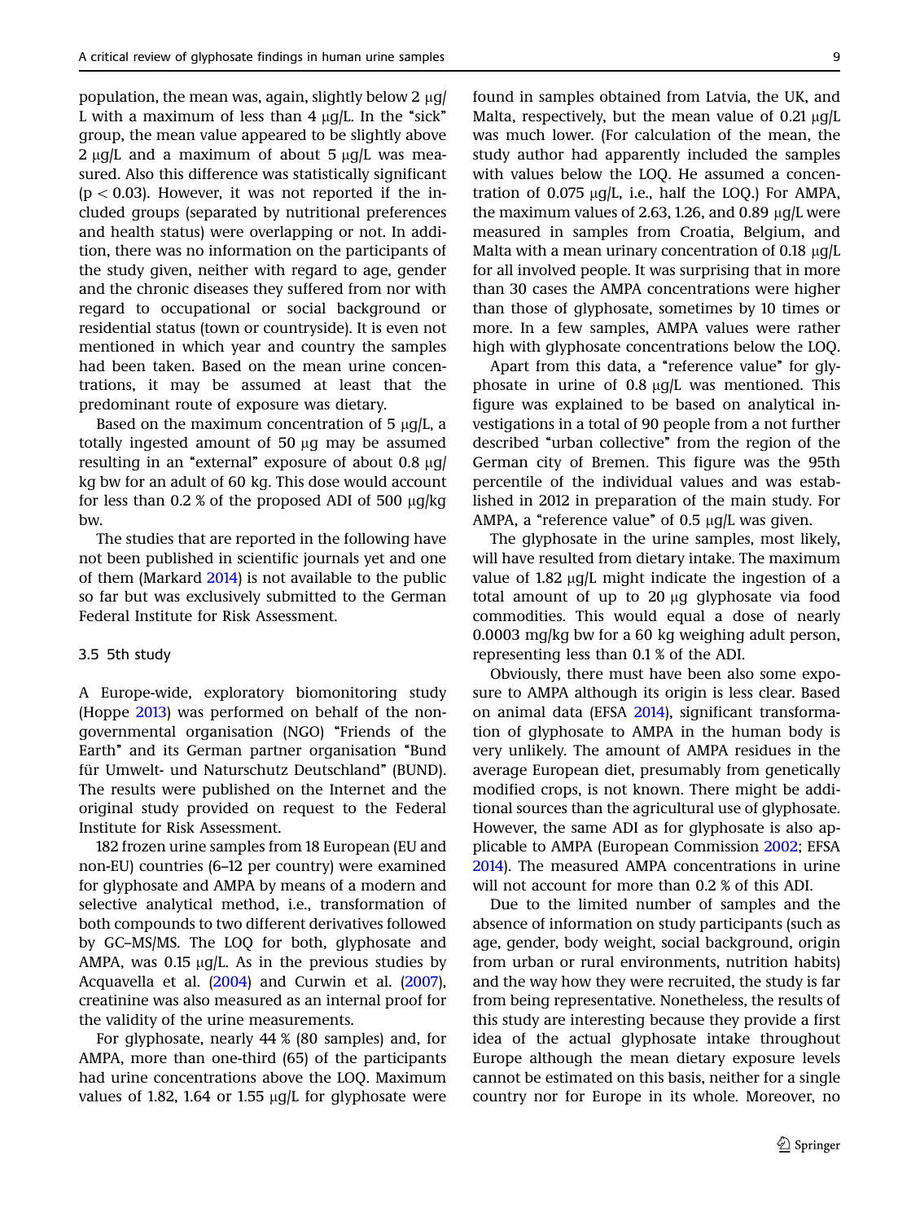population, the mean was, again, slightly below 2 μg/L with a maximum of less than 4 μg/L. In the "sick" group, the mean value appeared to be slightly above 2 μg/L and a maximum of about 5 μg/L was measured. Also this difference was statistically significant ($p < 0.03$). However, it was not reported if the included groups (separated by nutritional preferences and health status) were overlapping or not. In addition, there was no information on the participants of the study given, neither with regard to age, gender and the chronic diseases they suffered from nor with regard to occupational or social background or residential status (town or countryside). It is even not mentioned in which year and country the samples had been taken. Based on the mean urine concentrations, it may be assumed at least that the predominant route of exposure was dietary.

Based on the maximum concentration of 5 μg/L, a totally ingested amount of 50 μg may be assumed resulting in an "external" exposure of about 0.8 μg/kg bw for an adult of 60 kg. This dose would account for less than 0.2 % of the proposed ADI of 500 μg/kg bw.

The studies that are reported in the following have not been published in scientific journals yet and one of them (Markard 2014) is not available to the public so far but was exclusively submitted to the German Federal Institute for Risk Assessment.

### 3.5 5th study

A Europe-wide, exploratory biomonitoring study (Hoppe 2013) was performed on behalf of the non-governmental organisation (NGO) "Friends of the Earth" and its German partner organisation "Bund für Umwelt- und Naturschutz Deutschland" (BUND). The results were published on the Internet and the original study provided on request to the Federal Institute for Risk Assessment.

182 frozen urine samples from 18 European (EU and non-EU) countries (6–12 per country) were examined for glyphosate and AMPA by means of a modern and selective analytical method, i.e., transformation of both compounds to two different derivatives followed by GC–MS/MS. The LOQ for both, glyphosate and AMPA, was 0.15 μg/L. As in the previous studies by Acquavella et al. (2004) and Curwin et al. (2007), creatinine was also measured as an internal proof for the validity of the urine measurements.

For glyphosate, nearly 44 % (80 samples) and, for AMPA, more than one-third (65) of the participants had urine concentrations above the LOQ. Maximum values of 1.82, 1.64 or 1.55 μg/L for glyphosate were found in samples obtained from Latvia, the UK, and Malta, respectively, but the mean value of 0.21 μg/L was much lower. (For calculation of the mean, the study author had apparently included the samples with values below the LOQ. He assumed a concentration of 0.075 μg/L, i.e., half the LOQ.) For AMPA, the maximum values of 2.63, 1.26, and 0.89 μg/L were measured in samples from Croatia, Belgium, and Malta with a mean urinary concentration of 0.18 μg/L for all involved people. It was surprising that in more than 30 cases the AMPA concentrations were higher than those of glyphosate, sometimes by 10 times or more. In a few samples, AMPA values were rather high with glyphosate concentrations below the LOQ.

Apart from this data, a "reference value" for glyphosate in urine of 0.8 μg/L was mentioned. This figure was explained to be based on analytical investigations in a total of 90 people from a not further described "urban collective" from the region of the German city of Bremen. This figure was the 95th percentile of the individual values and was established in 2012 in preparation of the main study. For AMPA, a "reference value" of 0.5 μg/L was given.

The glyphosate in the urine samples, most likely, will have resulted from dietary intake. The maximum value of 1.82 μg/L might indicate the ingestion of a total amount of up to 20 μg glyphosate via food commodities. This would equal a dose of nearly 0.0003 mg/kg bw for a 60 kg weighing adult person, representing less than 0.1 % of the ADI.

Obviously, there must have been also some exposure to AMPA although its origin is less clear. Based on animal data (EFSA 2014), significant transformation of glyphosate to AMPA in the human body is very unlikely. The amount of AMPA residues in the average European diet, presumably from genetically modified crops, is not known. There might be additional sources than the agricultural use of glyphosate. However, the same ADI as for glyphosate is also applicable to AMPA (European Commission 2002; EFSA 2014). The measured AMPA concentrations in urine will not account for more than 0.2 % of this ADI.

Due to the limited number of samples and the absence of information on study participants (such as age, gender, body weight, social background, origin from urban or rural environments, nutrition habits) and the way how they were recruited, the study is far from being representative. Nonetheless, the results of this study are interesting because they provide a first idea of the actual glyphosate intake throughout Europe although the mean dietary exposure levels cannot be estimated on this basis, neither for a single country nor for Europe in its whole. Moreover, no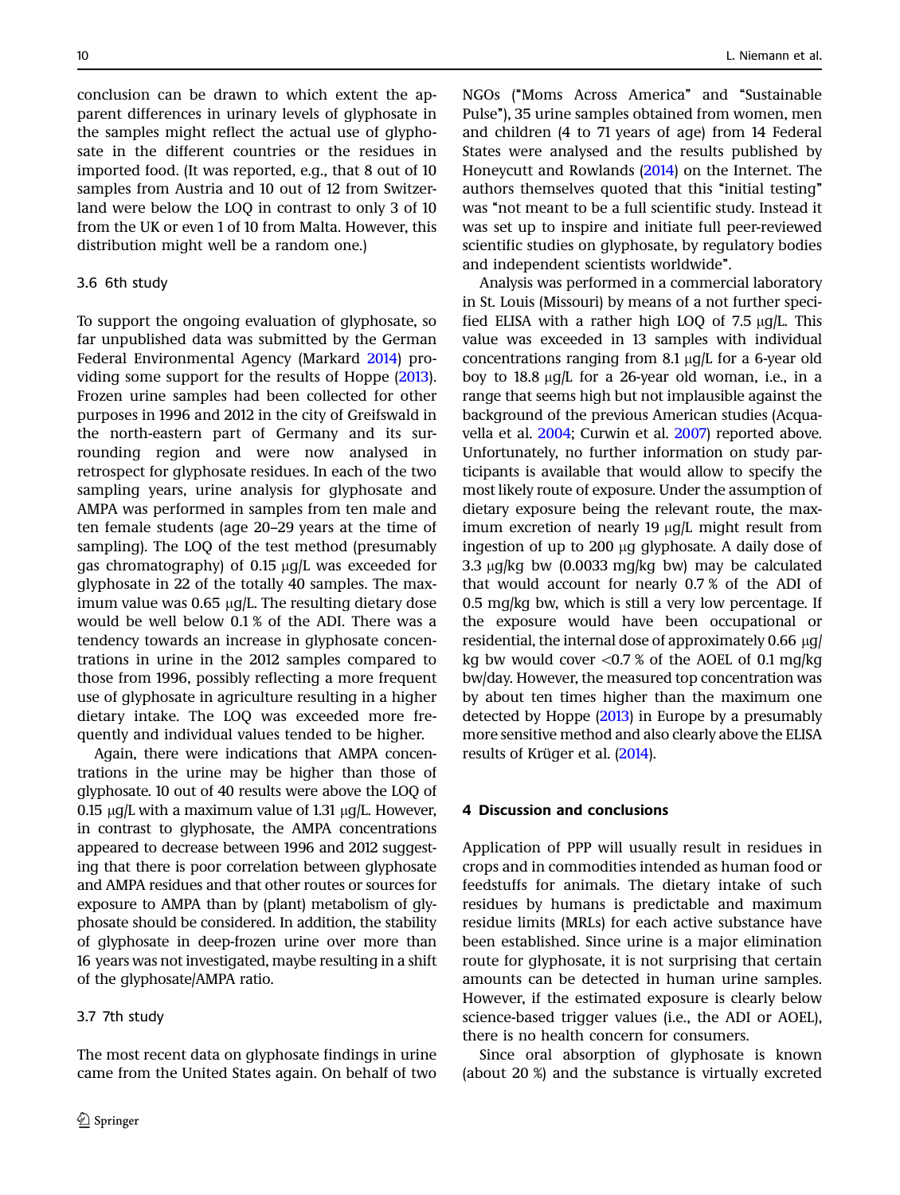conclusion can be drawn to which extent the apparent differences in urinary levels of glyphosate in the samples might reflect the actual use of glyphosate in the different countries or the residues in imported food. (It was reported, e.g., that 8 out of 10 samples from Austria and 10 out of 12 from Switzerland were below the LOQ in contrast to only 3 of 10 from the UK or even 1 of 10 from Malta. However, this distribution might well be a random one.)

### 3.6 6th study

To support the ongoing evaluation of glyphosate, so far unpublished data was submitted by the German Federal Environmental Agency (Markard 2014) providing some support for the results of Hoppe (2013). Frozen urine samples had been collected for other purposes in 1996 and 2012 in the city of Greifswald in the north-eastern part of Germany and its surrounding region and were now analysed in retrospect for glyphosate residues. In each of the two sampling years, urine analysis for glyphosate and AMPA was performed in samples from ten male and ten female students (age 20–29 years at the time of sampling). The LOQ of the test method (presumably gas chromatography) of 0.15 μg/L was exceeded for glyphosate in 22 of the totally 40 samples. The maximum value was 0.65 μg/L. The resulting dietary dose would be well below 0.1 % of the ADI. There was a tendency towards an increase in glyphosate concentrations in urine in the 2012 samples compared to those from 1996, possibly reflecting a more frequent use of glyphosate in agriculture resulting in a higher dietary intake. The LOQ was exceeded more frequently and individual values tended to be higher.

Again, there were indications that AMPA concentrations in the urine may be higher than those of glyphosate. 10 out of 40 results were above the LOQ of 0.15 μg/L with a maximum value of 1.31 μg/L. However, in contrast to glyphosate, the AMPA concentrations appeared to decrease between 1996 and 2012 suggesting that there is poor correlation between glyphosate and AMPA residues and that other routes or sources for exposure to AMPA than by (plant) metabolism of glyphosate should be considered. In addition, the stability of glyphosate in deep-frozen urine over more than 16 years was not investigated, maybe resulting in a shift of the glyphosate/AMPA ratio.

### 3.7 7th study

The most recent data on glyphosate findings in urine came from the United States again. On behalf of two NGOs ("Moms Across America" and "Sustainable Pulse"), 35 urine samples obtained from women, men and children (4 to 71 years of age) from 14 Federal States were analysed and the results published by Honeycutt and Rowlands (2014) on the Internet. The authors themselves quoted that this "initial testing" was "not meant to be a full scientific study. Instead it was set up to inspire and initiate full peer-reviewed scientific studies on glyphosate, by regulatory bodies and independent scientists worldwide".

Analysis was performed in a commercial laboratory in St. Louis (Missouri) by means of a not further specified ELISA with a rather high LOQ of 7.5 μg/L. This value was exceeded in 13 samples with individual concentrations ranging from 8.1 μg/L for a 6-year old boy to 18.8 μg/L for a 26-year old woman, i.e., in a range that seems high but not implausible against the background of the previous American studies (Acquavella et al. 2004; Curwin et al. 2007) reported above. Unfortunately, no further information on study participants is available that would allow to specify the most likely route of exposure. Under the assumption of dietary exposure being the relevant route, the maximum excretion of nearly 19 μg/L might result from ingestion of up to 200 μg glyphosate. A daily dose of 3.3 μg/kg bw (0.0033 mg/kg bw) may be calculated that would account for nearly 0.7 % of the ADI of 0.5 mg/kg bw, which is still a very low percentage. If the exposure would have been occupational or residential, the internal dose of approximately 0.66 μg/kg bw would cover <0.7 % of the AOEL of 0.1 mg/kg bw/day. However, the measured top concentration was by about ten times higher than the maximum one detected by Hoppe (2013) in Europe by a presumably more sensitive method and also clearly above the ELISA results of Krüger et al. (2014).

## 4 Discussion and conclusions

Application of PPP will usually result in residues in crops and in commodities intended as human food or feedstuffs for animals. The dietary intake of such residues by humans is predictable and maximum residue limits (MRLs) for each active substance have been established. Since urine is a major elimination route for glyphosate, it is not surprising that certain amounts can be detected in human urine samples. However, if the estimated exposure is clearly below science-based trigger values (i.e., the ADI or AOEL), there is no health concern for consumers.

Since oral absorption of glyphosate is known (about 20 %) and the substance is virtually excreted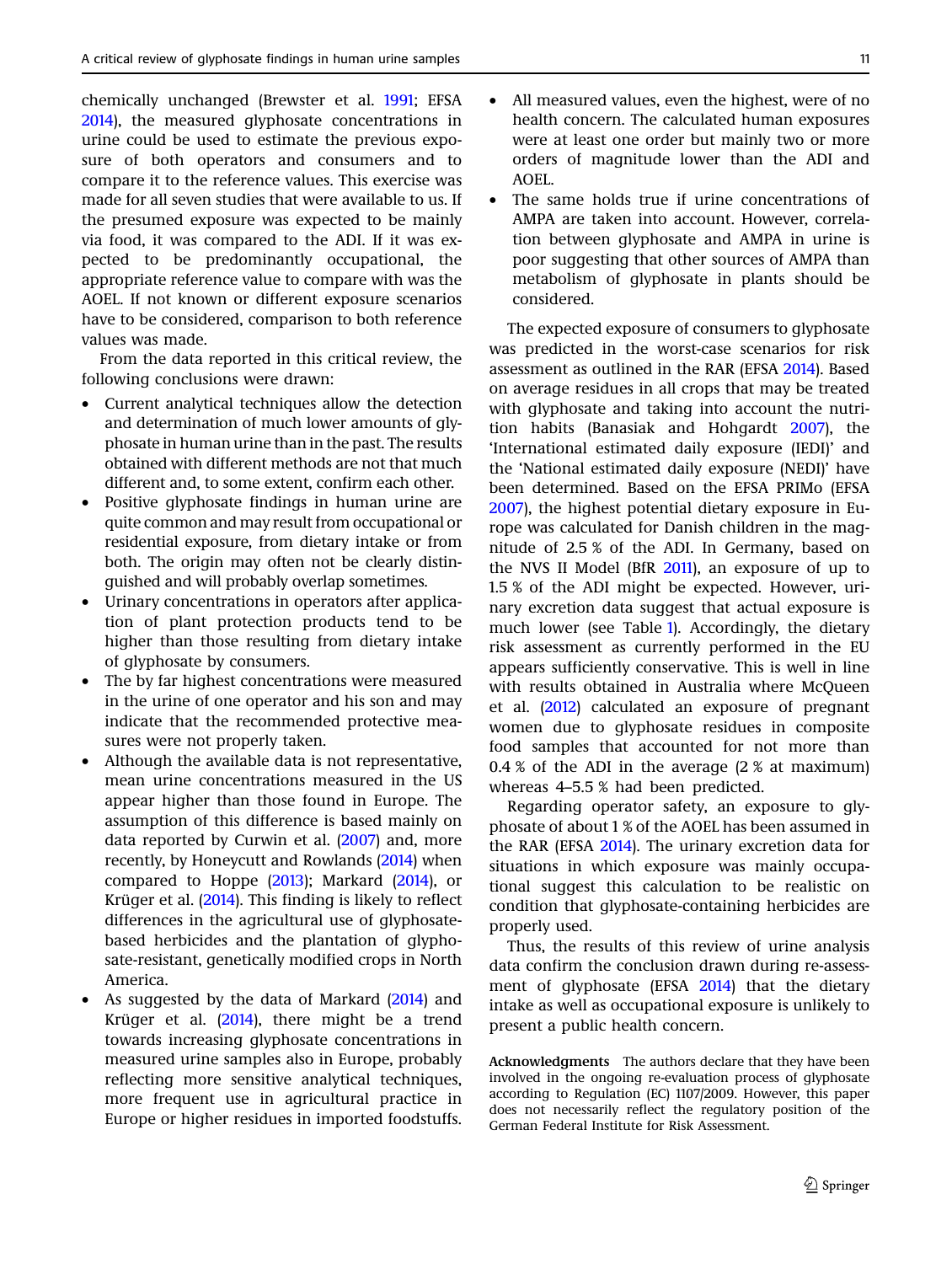chemically unchanged (Brewster et al. 1991; EFSA 2014), the measured glyphosate concentrations in urine could be used to estimate the previous exposure of both operators and consumers and to compare it to the reference values. This exercise was made for all seven studies that were available to us. If the presumed exposure was expected to be mainly via food, it was compared to the ADI. If it was expected to be predominantly occupational, the appropriate reference value to compare with was the AOEL. If not known or different exposure scenarios have to be considered, comparison to both reference values was made.

From the data reported in this critical review, the following conclusions were drawn:

- Current analytical techniques allow the detection and determination of much lower amounts of glyphosate in human urine than in the past. The results obtained with different methods are not that much different and, to some extent, confirm each other.
- Positive glyphosate findings in human urine are quite common and may result from occupational or residential exposure, from dietary intake or from both. The origin may often not be clearly distinguished and will probably overlap sometimes.
- Urinary concentrations in operators after application of plant protection products tend to be higher than those resulting from dietary intake of glyphosate by consumers.
- The by far highest concentrations were measured in the urine of one operator and his son and may indicate that the recommended protective measures were not properly taken.
- Although the available data is not representative, mean urine concentrations measured in the US appear higher than those found in Europe. The assumption of this difference is based mainly on data reported by Curwin et al. (2007) and, more recently, by Honeycutt and Rowlands (2014) when compared to Hoppe (2013); Markard (2014), or Krüger et al. (2014). This finding is likely to reflect differences in the agricultural use of glyphosate-based herbicides and the plantation of glyphosate-resistant, genetically modified crops in North America.
- As suggested by the data of Markard (2014) and Krüger et al. (2014), there might be a trend towards increasing glyphosate concentrations in measured urine samples also in Europe, probably reflecting more sensitive analytical techniques, more frequent use in agricultural practice in Europe or higher residues in imported foodstuffs.
- All measured values, even the highest, were of no health concern. The calculated human exposures were at least one order but mainly two or more orders of magnitude lower than the ADI and AOEL.
- The same holds true if urine concentrations of AMPA are taken into account. However, correlation between glyphosate and AMPA in urine is poor suggesting that other sources of AMPA than metabolism of glyphosate in plants should be considered.

The expected exposure of consumers to glyphosate was predicted in the worst-case scenarios for risk assessment as outlined in the RAR (EFSA 2014). Based on average residues in all crops that may be treated with glyphosate and taking into account the nutrition habits (Banasiak and Hohgardt 2007), the 'International estimated daily exposure (IEDI)' and the 'National estimated daily exposure (NEDI)' have been determined. Based on the EFSA PRIMo (EFSA 2007), the highest potential dietary exposure in Europe was calculated for Danish children in the magnitude of 2.5 % of the ADI. In Germany, based on the NVS II Model (BfR 2011), an exposure of up to 1.5 % of the ADI might be expected. However, urinary excretion data suggest that actual exposure is much lower (see Table 1). Accordingly, the dietary risk assessment as currently performed in the EU appears sufficiently conservative. This is well in line with results obtained in Australia where McQueen et al. (2012) calculated an exposure of pregnant women due to glyphosate residues in composite food samples that accounted for not more than 0.4 % of the ADI in the average (2 % at maximum) whereas 4–5.5 % had been predicted.

Regarding operator safety, an exposure to glyphosate of about 1 % of the AOEL has been assumed in the RAR (EFSA 2014). The urinary excretion data for situations in which exposure was mainly occupational suggest this calculation to be realistic on condition that glyphosate-containing herbicides are properly used.

Thus, the results of this review of urine analysis data confirm the conclusion drawn during re-assessment of glyphosate (EFSA 2014) that the dietary intake as well as occupational exposure is unlikely to present a public health concern.

**Acknowledgments** The authors declare that they have been involved in the ongoing re-evaluation process of glyphosate according to Regulation (EC) 1107/2009. However, this paper does not necessarily reflect the regulatory position of the German Federal Institute for Risk Assessment.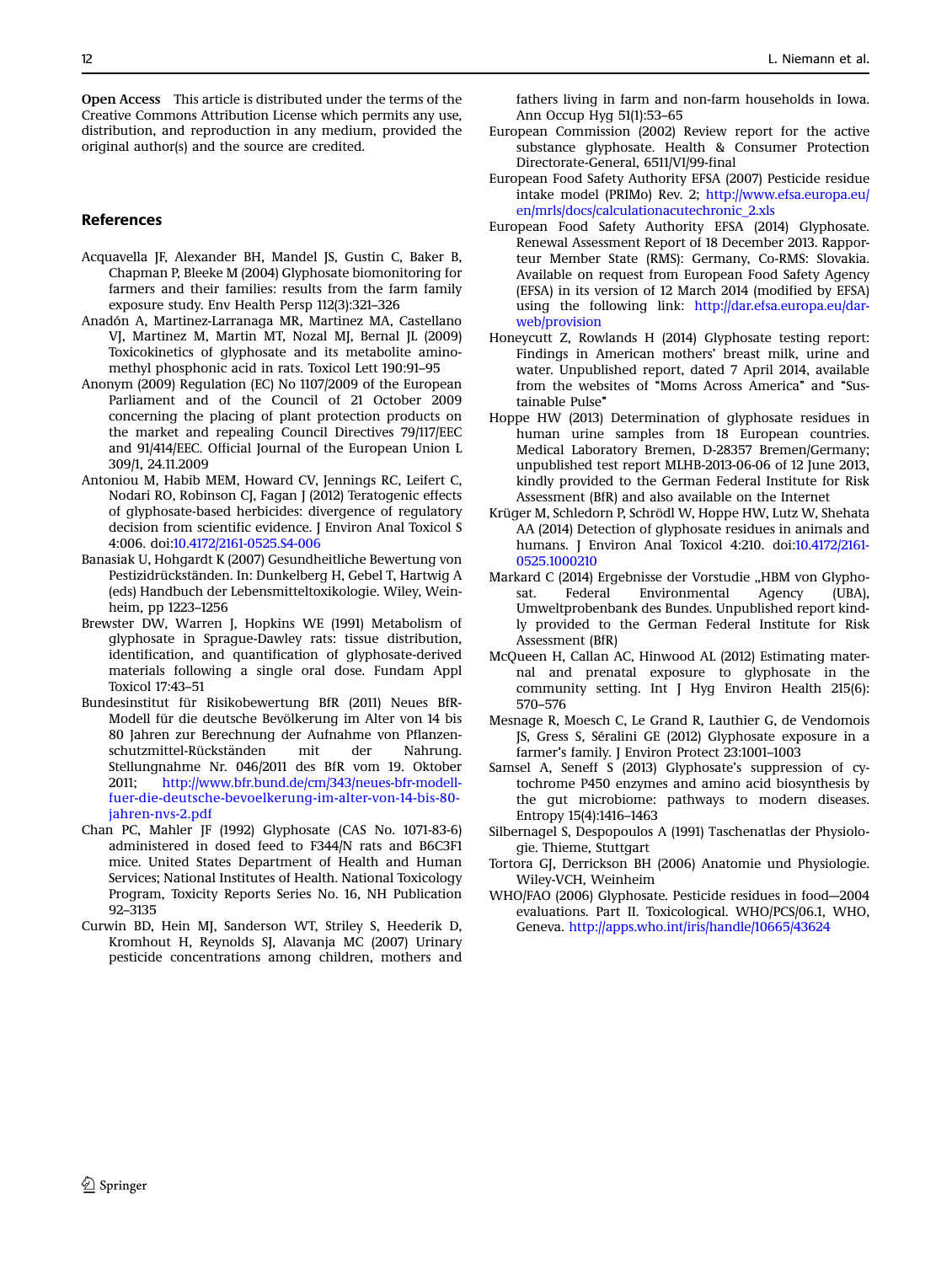**Open Access** This article is distributed under the terms of the Creative Commons Attribution License which permits any use, distribution, and reproduction in any medium, provided the original author(s) and the source are credited.

## References

Acquavella JF, Alexander BH, Mandel JS, Gustin C, Baker B, Chapman P, Bleeke M (2004) Glyphosate biomonitoring for farmers and their families: results from the farm family exposure study. Env Health Persp 112(3):321–326

Anadón A, Martinez-Larranaga MR, Martinez MA, Castellano VJ, Martinez M, Martin MT, Nozal MJ, Bernal JL (2009) Toxicokinetics of glyphosate and its metabolite aminomethyl phosphonic acid in rats. Toxicol Lett 190:91–95

Anonym (2009) Regulation (EC) No 1107/2009 of the European Parliament and of the Council of 21 October 2009 concerning the placing of plant protection products on the market and repealing Council Directives 79/117/EEC and 91/414/EEC. Official Journal of the European Union L 309/1, 24.11.2009

Antoniou M, Habib MEM, Howard CV, Jennings RC, Leifert C, Nodari RO, Robinson CJ, Fagan J (2012) Teratogenic effects of glyphosate-based herbicides: divergence of regulatory decision from scientific evidence. J Environ Anal Toxicol S 4:006. doi:10.4172/2161-0525.S4-006

Banasiak U, Hohgardt K (2007) Gesundheitliche Bewertung von Pestizidrückständen. In: Dunkelberg H, Gebel T, Hartwig A (eds) Handbuch der Lebensmitteltoxikologie. Wiley, Weinheim, pp 1223–1256

Brewster DW, Warren J, Hopkins WE (1991) Metabolism of glyphosate in Sprague-Dawley rats: tissue distribution, identification, and quantification of glyphosate-derived materials following a single oral dose. Fundam Appl Toxicol 17:43–51

Bundesinstitut für Risikobewertung BfR (2011) Neues BfR-Modell für die deutsche Bevölkerung im Alter von 14 bis 80 Jahren zur Berechnung der Aufnahme von Pflanzenschutzmittel-Rückständen mit der Nahrung. Stellungnahme Nr. 046/2011 des BfR vom 19. Oktober 2011; http://www.bfr.bund.de/cm/343/neues-bfr-modell-fuer-die-deutsche-bevoelkerung-im-alter-von-14-bis-80-jahren-nvs-2.pdf

Chan PC, Mahler JF (1992) Glyphosate (CAS No. 1071-83-6) administered in dosed feed to F344/N rats and B6C3F1 mice. United States Department of Health and Human Services; National Institutes of Health. National Toxicology Program, Toxicity Reports Series No. 16, NH Publication 92–3135

Curwin BD, Hein MJ, Sanderson WT, Striley S, Heederik D, Kromhout H, Reynolds SJ, Alavanja MC (2007) Urinary pesticide concentrations among children, mothers and fathers living in farm and non-farm households in Iowa. Ann Occup Hyg 51(1):53–65

European Commission (2002) Review report for the active substance glyphosate. Health & Consumer Protection Directorate-General, 6511/VI/99-final

European Food Safety Authority EFSA (2007) Pesticide residue intake model (PRIMo) Rev. 2; http://www.efsa.europa.eu/en/mrls/docs/calculationacutechronic_2.xls

European Food Safety Authority EFSA (2014) Glyphosate. Renewal Assessment Report of 18 December 2013. Rapporteur Member State (RMS): Germany, Co-RMS: Slovakia. Available on request from European Food Safety Agency (EFSA) in its version of 12 March 2014 (modified by EFSA) using the following link: http://dar.efsa.europa.eu/dar-web/provision

Honeycutt Z, Rowlands H (2014) Glyphosate testing report: Findings in American mothers' breast milk, urine and water. Unpublished report, dated 7 April 2014, available from the websites of "Moms Across America" and "Sustainable Pulse"

Hoppe HW (2013) Determination of glyphosate residues in human urine samples from 18 European countries. Medical Laboratory Bremen, D-28357 Bremen/Germany; unpublished test report MLHB-2013-06-06 of 12 June 2013, kindly provided to the German Federal Institute for Risk Assessment (BfR) and also available on the Internet

Krüger M, Schledorn P, Schrödl W, Hoppe HW, Lutz W, Shehata AA (2014) Detection of glyphosate residues in animals and humans. J Environ Anal Toxicol 4:210. doi:10.4172/2161-0525.1000210

Markard C (2014) Ergebnisse der Vorstudie „HBM von Glyphosat. Federal Environmental Agency (UBA), Umweltprobenbank des Bundes. Unpublished report kindly provided to the German Federal Institute for Risk Assessment (BfR)

McQueen H, Callan AC, Hinwood AL (2012) Estimating maternal and prenatal exposure to glyphosate in the community setting. Int J Hyg Environ Health 215(6): 570–576

Mesnage R, Moesch C, Le Grand R, Lauthier G, de Vendomois JS, Gress S, Séralini GE (2012) Glyphosate exposure in a farmer's family. J Environ Protect 23:1001–1003

Samsel A, Seneff S (2013) Glyphosate's suppression of cytochrome P450 enzymes and amino acid biosynthesis by the gut microbiome: pathways to modern diseases. Entropy 15(4):1416–1463

Silbernagel S, Despopoulos A (1991) Taschenatlas der Physiologie. Thieme, Stuttgart

Tortora GJ, Derrickson BH (2006) Anatomie und Physiologie. Wiley-VCH, Weinheim

WHO/FAO (2006) Glyphosate. Pesticide residues in food—2004 evaluations. Part II. Toxicological. WHO/PCS/06.1, WHO, Geneva. http://apps.who.int/iris/handle/10665/43624